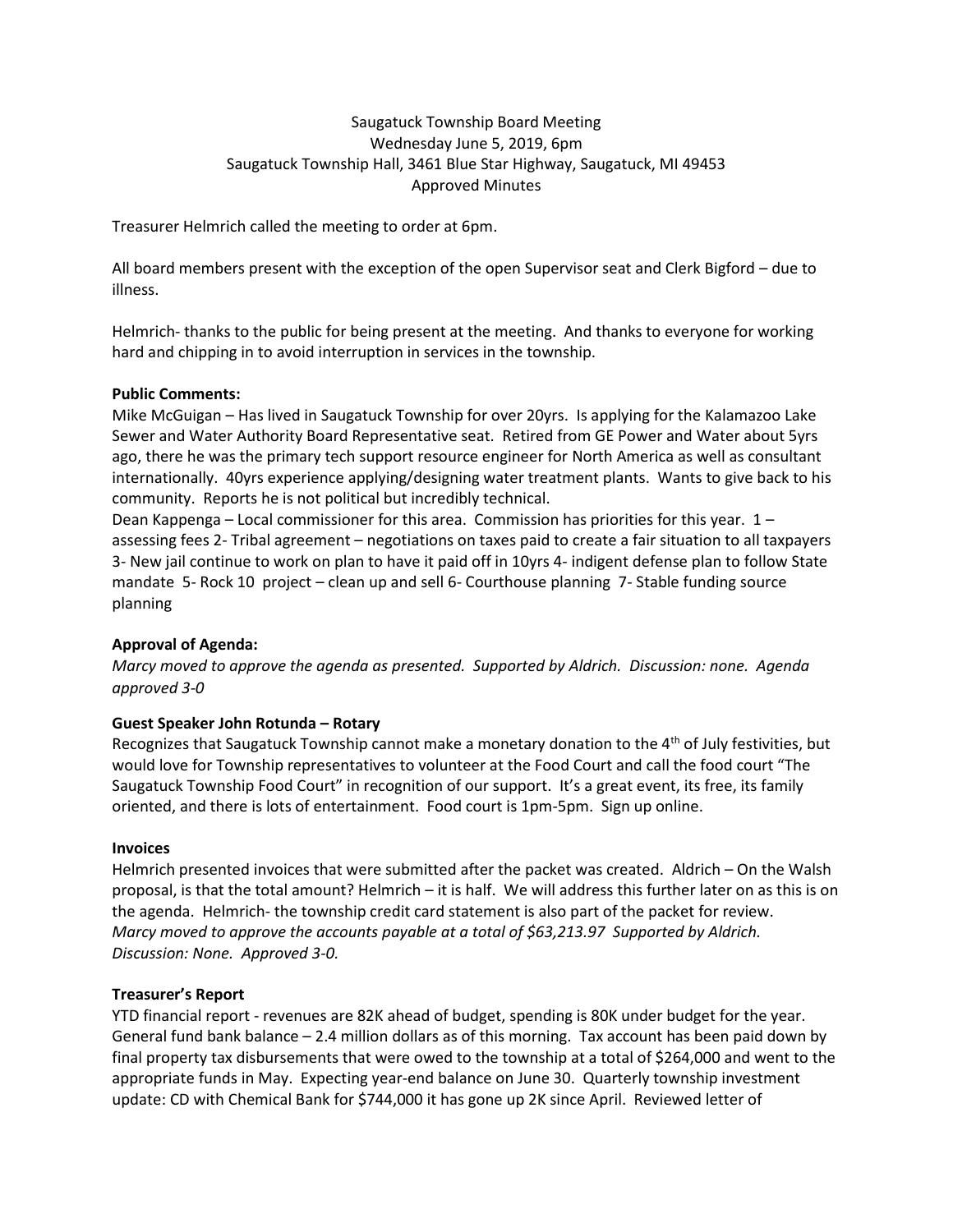Saugatuck Township Board Meeting
Wednesday June 5, 2019, 6pm
Saugatuck Township Hall, 3461 Blue Star Highway, Saugatuck, MI 49453
Approved Minutes

Treasurer Helmrich called the meeting to order at 6pm.

All board members present with the exception of the open Supervisor seat and Clerk Bigford – due to illness.

Helmrich- thanks to the public for being present at the meeting. And thanks to everyone for working hard and chipping in to avoid interruption in services in the township.

**Public Comments:**

Mike McGuigan – Has lived in Saugatuck Township for over 20yrs. Is applying for the Kalamazoo Lake Sewer and Water Authority Board Representative seat. Retired from GE Power and Water about 5yrs ago, there he was the primary tech support resource engineer for North America as well as consultant internationally. 40yrs experience applying/designing water treatment plants. Wants to give back to his community. Reports he is not political but incredibly technical.

Dean Kappenga – Local commissioner for this area. Commission has priorities for this year. 1 – assessing fees 2- Tribal agreement – negotiations on taxes paid to create a fair situation to all taxpayers 3- New jail continue to work on plan to have it paid off in 10yrs 4- indigent defense plan to follow State mandate 5- Rock 10 project – clean up and sell 6- Courthouse planning 7- Stable funding source planning

**Approval of Agenda:**

*Marcy moved to approve the agenda as presented. Supported by Aldrich. Discussion: none. Agenda approved 3-0*

**Guest Speaker John Rotunda – Rotary**

Recognizes that Saugatuck Township cannot make a monetary donation to the 4th of July festivities, but would love for Township representatives to volunteer at the Food Court and call the food court "The Saugatuck Township Food Court" in recognition of our support. It's a great event, its free, its family oriented, and there is lots of entertainment. Food court is 1pm-5pm. Sign up online.

**Invoices**

Helmrich presented invoices that were submitted after the packet was created. Aldrich – On the Walsh proposal, is that the total amount? Helmrich – it is half. We will address this further later on as this is on the agenda. Helmrich- the township credit card statement is also part of the packet for review. *Marcy moved to approve the accounts payable at a total of $63,213.97 Supported by Aldrich. Discussion: None. Approved 3-0.*

**Treasurer's Report**

YTD financial report - revenues are 82K ahead of budget, spending is 80K under budget for the year. General fund bank balance – 2.4 million dollars as of this morning. Tax account has been paid down by final property tax disbursements that were owed to the township at a total of $264,000 and went to the appropriate funds in May. Expecting year-end balance on June 30. Quarterly township investment update: CD with Chemical Bank for $744,000 it has gone up 2K since April. Reviewed letter of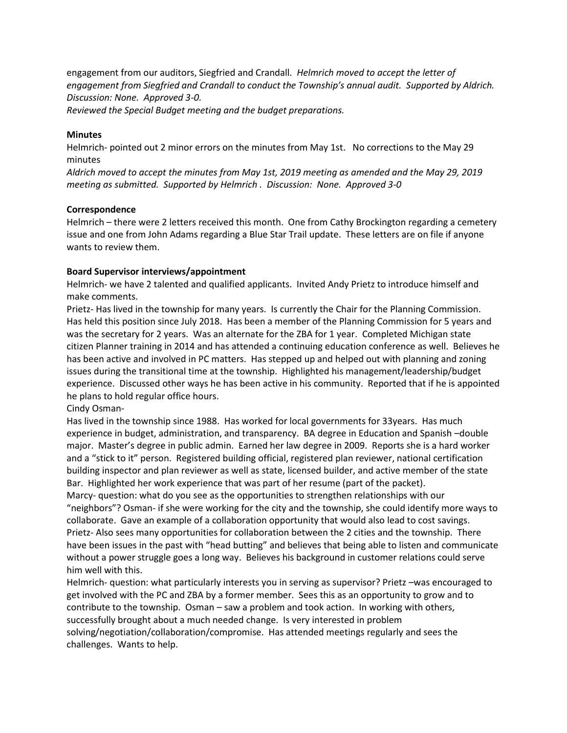engagement from our auditors, Siegfried and Crandall. *Helmrich moved to accept the letter of engagement from Siegfried and Crandall to conduct the Township's annual audit. Supported by Aldrich. Discussion: None. Approved 3-0.*

*Reviewed the Special Budget meeting and the budget preparations.*

**Minutes**

Helmrich- pointed out 2 minor errors on the minutes from May 1st. No corrections to the May 29 minutes

*Aldrich moved to accept the minutes from May 1st, 2019 meeting as amended and the May 29, 2019 meeting as submitted. Supported by Helmrich . Discussion: None. Approved 3-0*

**Correspondence**

Helmrich – there were 2 letters received this month. One from Cathy Brockington regarding a cemetery issue and one from John Adams regarding a Blue Star Trail update. These letters are on file if anyone wants to review them.

**Board Supervisor interviews/appointment**

Helmrich- we have 2 talented and qualified applicants. Invited Andy Prietz to introduce himself and make comments.

Prietz- Has lived in the township for many years. Is currently the Chair for the Planning Commission. Has held this position since July 2018. Has been a member of the Planning Commission for 5 years and was the secretary for 2 years. Was an alternate for the ZBA for 1 year. Completed Michigan state citizen Planner training in 2014 and has attended a continuing education conference as well. Believes he has been active and involved in PC matters. Has stepped up and helped out with planning and zoning issues during the transitional time at the township. Highlighted his management/leadership/budget experience. Discussed other ways he has been active in his community. Reported that if he is appointed he plans to hold regular office hours.

Cindy Osman-

Has lived in the township since 1988. Has worked for local governments for 33years. Has much experience in budget, administration, and transparency. BA degree in Education and Spanish –double major. Master's degree in public admin. Earned her law degree in 2009. Reports she is a hard worker and a "stick to it" person. Registered building official, registered plan reviewer, national certification building inspector and plan reviewer as well as state, licensed builder, and active member of the state Bar. Highlighted her work experience that was part of her resume (part of the packet).

Marcy- question: what do you see as the opportunities to strengthen relationships with our "neighbors"? Osman- if she were working for the city and the township, she could identify more ways to collaborate. Gave an example of a collaboration opportunity that would also lead to cost savings.

Prietz- Also sees many opportunities for collaboration between the 2 cities and the township. There have been issues in the past with "head butting" and believes that being able to listen and communicate without a power struggle goes a long way. Believes his background in customer relations could serve him well with this.

Helmrich- question: what particularly interests you in serving as supervisor? Prietz –was encouraged to get involved with the PC and ZBA by a former member. Sees this as an opportunity to grow and to contribute to the township. Osman – saw a problem and took action. In working with others, successfully brought about a much needed change. Is very interested in problem solving/negotiation/collaboration/compromise. Has attended meetings regularly and sees the challenges. Wants to help.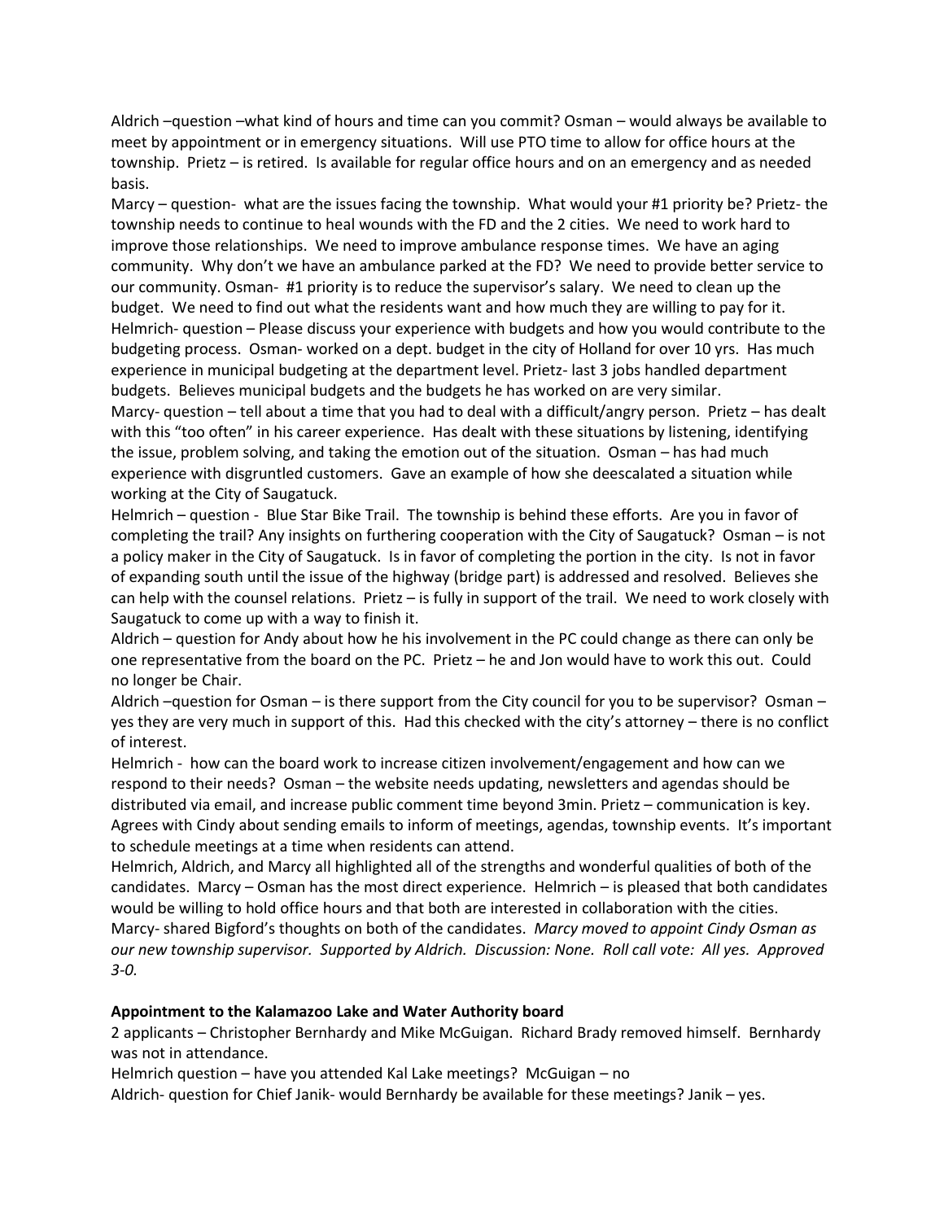Aldrich –question –what kind of hours and time can you commit? Osman – would always be available to meet by appointment or in emergency situations. Will use PTO time to allow for office hours at the township. Prietz – is retired. Is available for regular office hours and on an emergency and as needed basis.

Marcy – question- what are the issues facing the township. What would your #1 priority be? Prietz- the township needs to continue to heal wounds with the FD and the 2 cities. We need to work hard to improve those relationships. We need to improve ambulance response times. We have an aging community. Why don't we have an ambulance parked at the FD? We need to provide better service to our community. Osman- #1 priority is to reduce the supervisor's salary. We need to clean up the budget. We need to find out what the residents want and how much they are willing to pay for it.

Helmrich- question – Please discuss your experience with budgets and how you would contribute to the budgeting process. Osman- worked on a dept. budget in the city of Holland for over 10 yrs. Has much experience in municipal budgeting at the department level. Prietz- last 3 jobs handled department budgets. Believes municipal budgets and the budgets he has worked on are very similar.

Marcy- question – tell about a time that you had to deal with a difficult/angry person. Prietz – has dealt with this "too often" in his career experience. Has dealt with these situations by listening, identifying the issue, problem solving, and taking the emotion out of the situation. Osman – has had much experience with disgruntled customers. Gave an example of how she deescalated a situation while working at the City of Saugatuck.

Helmrich – question - Blue Star Bike Trail. The township is behind these efforts. Are you in favor of completing the trail? Any insights on furthering cooperation with the City of Saugatuck? Osman – is not a policy maker in the City of Saugatuck. Is in favor of completing the portion in the city. Is not in favor of expanding south until the issue of the highway (bridge part) is addressed and resolved. Believes she can help with the counsel relations. Prietz – is fully in support of the trail. We need to work closely with Saugatuck to come up with a way to finish it.

Aldrich – question for Andy about how he his involvement in the PC could change as there can only be one representative from the board on the PC. Prietz – he and Jon would have to work this out. Could no longer be Chair.

Aldrich –question for Osman – is there support from the City council for you to be supervisor? Osman – yes they are very much in support of this. Had this checked with the city's attorney – there is no conflict of interest.

Helmrich - how can the board work to increase citizen involvement/engagement and how can we respond to their needs? Osman – the website needs updating, newsletters and agendas should be distributed via email, and increase public comment time beyond 3min. Prietz – communication is key. Agrees with Cindy about sending emails to inform of meetings, agendas, township events. It's important to schedule meetings at a time when residents can attend.

Helmrich, Aldrich, and Marcy all highlighted all of the strengths and wonderful qualities of both of the candidates. Marcy – Osman has the most direct experience. Helmrich – is pleased that both candidates would be willing to hold office hours and that both are interested in collaboration with the cities. Marcy- shared Bigford's thoughts on both of the candidates. *Marcy moved to appoint Cindy Osman as our new township supervisor. Supported by Aldrich. Discussion: None. Roll call vote: All yes. Approved 3-0.*

**Appointment to the Kalamazoo Lake and Water Authority board**

2 applicants – Christopher Bernhardy and Mike McGuigan. Richard Brady removed himself. Bernhardy was not in attendance.

Helmrich question – have you attended Kal Lake meetings? McGuigan – no

Aldrich- question for Chief Janik- would Bernhardy be available for these meetings? Janik – yes.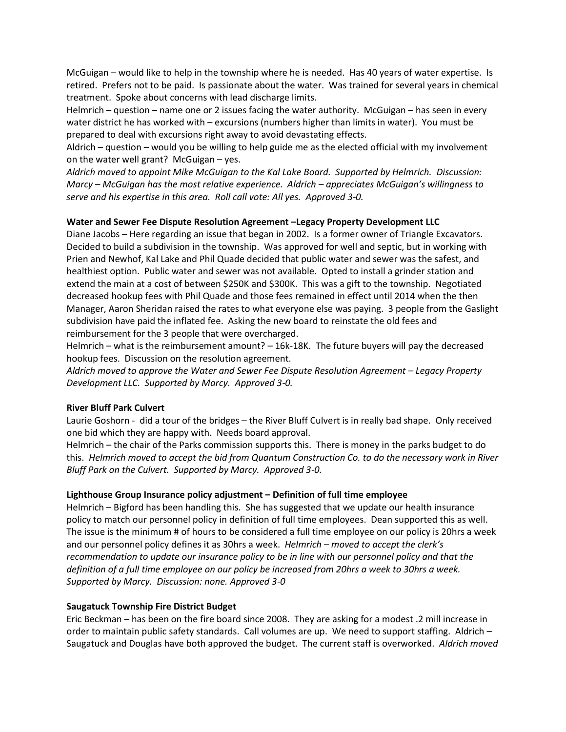McGuigan – would like to help in the township where he is needed. Has 40 years of water expertise. Is retired. Prefers not to be paid. Is passionate about the water. Was trained for several years in chemical treatment. Spoke about concerns with lead discharge limits.

Helmrich – question – name one or 2 issues facing the water authority. McGuigan – has seen in every water district he has worked with – excursions (numbers higher than limits in water). You must be prepared to deal with excursions right away to avoid devastating effects.

Aldrich – question – would you be willing to help guide me as the elected official with my involvement on the water well grant? McGuigan – yes.

*Aldrich moved to appoint Mike McGuigan to the Kal Lake Board. Supported by Helmrich. Discussion: Marcy – McGuigan has the most relative experience. Aldrich – appreciates McGuigan's willingness to serve and his expertise in this area. Roll call vote: All yes. Approved 3-0.*

**Water and Sewer Fee Dispute Resolution Agreement –Legacy Property Development LLC**

Diane Jacobs – Here regarding an issue that began in 2002. Is a former owner of Triangle Excavators. Decided to build a subdivision in the township. Was approved for well and septic, but in working with Prien and Newhof, Kal Lake and Phil Quade decided that public water and sewer was the safest, and healthiest option. Public water and sewer was not available. Opted to install a grinder station and extend the main at a cost of between \$250K and \$300K. This was a gift to the township. Negotiated decreased hookup fees with Phil Quade and those fees remained in effect until 2014 when the then Manager, Aaron Sheridan raised the rates to what everyone else was paying. 3 people from the Gaslight subdivision have paid the inflated fee. Asking the new board to reinstate the old fees and reimbursement for the 3 people that were overcharged.

Helmrich – what is the reimbursement amount? – 16k-18K. The future buyers will pay the decreased hookup fees. Discussion on the resolution agreement.

*Aldrich moved to approve the Water and Sewer Fee Dispute Resolution Agreement – Legacy Property Development LLC. Supported by Marcy. Approved 3-0.*

**River Bluff Park Culvert**

Laurie Goshorn - did a tour of the bridges – the River Bluff Culvert is in really bad shape. Only received one bid which they are happy with. Needs board approval.

Helmrich – the chair of the Parks commission supports this. There is money in the parks budget to do this. *Helmrich moved to accept the bid from Quantum Construction Co. to do the necessary work in River Bluff Park on the Culvert. Supported by Marcy. Approved 3-0.*

**Lighthouse Group Insurance policy adjustment – Definition of full time employee**

Helmrich – Bigford has been handling this. She has suggested that we update our health insurance policy to match our personnel policy in definition of full time employees. Dean supported this as well. The issue is the minimum # of hours to be considered a full time employee on our policy is 20hrs a week and our personnel policy defines it as 30hrs a week. *Helmrich – moved to accept the clerk's recommendation to update our insurance policy to be in line with our personnel policy and that the definition of a full time employee on our policy be increased from 20hrs a week to 30hrs a week. Supported by Marcy. Discussion: none. Approved 3-0*

**Saugatuck Township Fire District Budget**

Eric Beckman – has been on the fire board since 2008. They are asking for a modest .2 mill increase in order to maintain public safety standards. Call volumes are up. We need to support staffing. Aldrich – Saugatuck and Douglas have both approved the budget. The current staff is overworked. *Aldrich moved*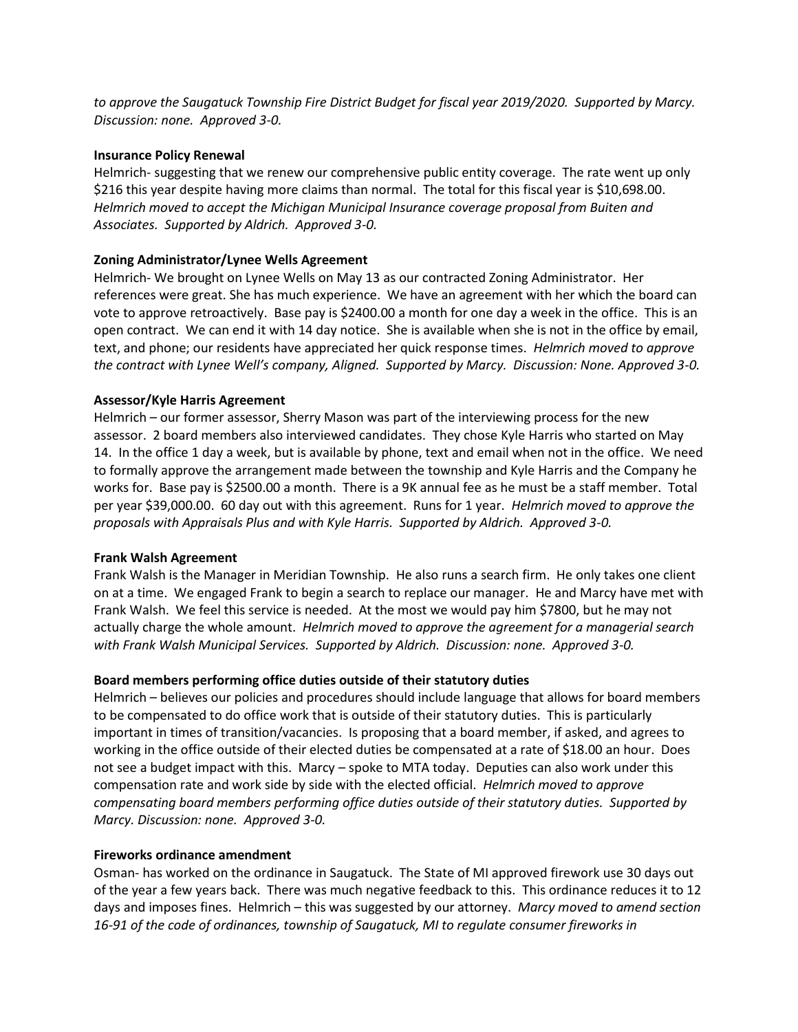*to approve the Saugatuck Township Fire District Budget for fiscal year 2019/2020. Supported by Marcy. Discussion: none. Approved 3-0.*

**Insurance Policy Renewal**

Helmrich- suggesting that we renew our comprehensive public entity coverage. The rate went up only $216 this year despite having more claims than normal. The total for this fiscal year is $10,698.00. *Helmrich moved to accept the Michigan Municipal Insurance coverage proposal from Buiten and Associates. Supported by Aldrich. Approved 3-0.*

**Zoning Administrator/Lynee Wells Agreement**

Helmrich- We brought on Lynee Wells on May 13 as our contracted Zoning Administrator. Her references were great. She has much experience. We have an agreement with her which the board can vote to approve retroactively. Base pay is $2400.00 a month for one day a week in the office. This is an open contract. We can end it with 14 day notice. She is available when she is not in the office by email, text, and phone; our residents have appreciated her quick response times. *Helmrich moved to approve the contract with Lynee Well's company, Aligned. Supported by Marcy. Discussion: None. Approved 3-0.*

**Assessor/Kyle Harris Agreement**

Helmrich – our former assessor, Sherry Mason was part of the interviewing process for the new assessor. 2 board members also interviewed candidates. They chose Kyle Harris who started on May 14. In the office 1 day a week, but is available by phone, text and email when not in the office. We need to formally approve the arrangement made between the township and Kyle Harris and the Company he works for. Base pay is $2500.00 a month. There is a 9K annual fee as he must be a staff member. Total per year $39,000.00. 60 day out with this agreement. Runs for 1 year. *Helmrich moved to approve the proposals with Appraisals Plus and with Kyle Harris. Supported by Aldrich. Approved 3-0.*

**Frank Walsh Agreement**

Frank Walsh is the Manager in Meridian Township. He also runs a search firm. He only takes one client on at a time. We engaged Frank to begin a search to replace our manager. He and Marcy have met with Frank Walsh. We feel this service is needed. At the most we would pay him $7800, but he may not actually charge the whole amount. *Helmrich moved to approve the agreement for a managerial search with Frank Walsh Municipal Services. Supported by Aldrich. Discussion: none. Approved 3-0.*

**Board members performing office duties outside of their statutory duties**

Helmrich – believes our policies and procedures should include language that allows for board members to be compensated to do office work that is outside of their statutory duties. This is particularly important in times of transition/vacancies. Is proposing that a board member, if asked, and agrees to working in the office outside of their elected duties be compensated at a rate of $18.00 an hour. Does not see a budget impact with this. Marcy – spoke to MTA today. Deputies can also work under this compensation rate and work side by side with the elected official. *Helmrich moved to approve compensating board members performing office duties outside of their statutory duties. Supported by Marcy. Discussion: none. Approved 3-0.*

**Fireworks ordinance amendment**

Osman- has worked on the ordinance in Saugatuck. The State of MI approved firework use 30 days out of the year a few years back. There was much negative feedback to this. This ordinance reduces it to 12 days and imposes fines. Helmrich – this was suggested by our attorney. *Marcy moved to amend section 16-91 of the code of ordinances, township of Saugatuck, MI to regulate consumer fireworks in*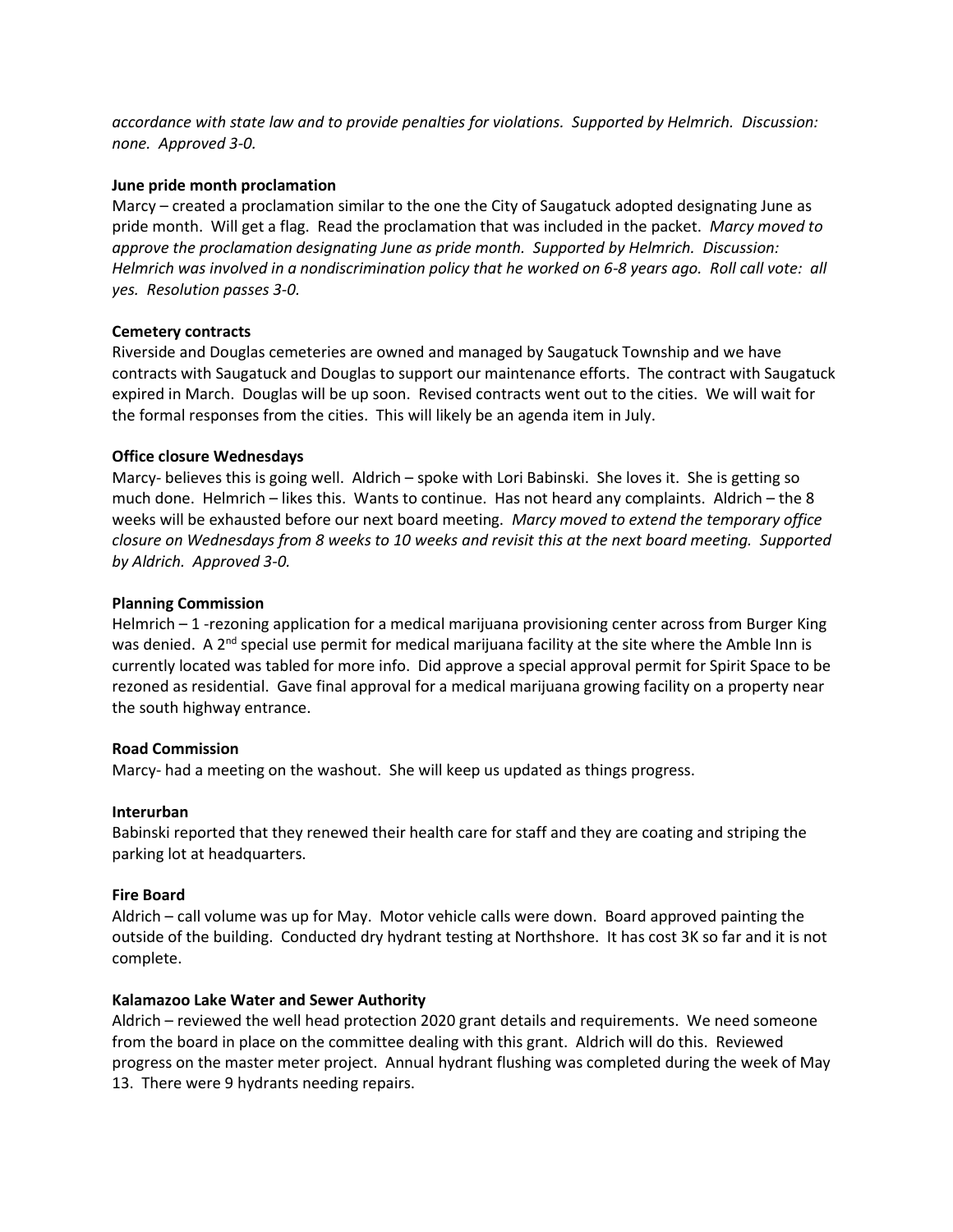*accordance with state law and to provide penalties for violations. Supported by Helmrich. Discussion: none. Approved 3-0.*

**June pride month proclamation**

Marcy – created a proclamation similar to the one the City of Saugatuck adopted designating June as pride month. Will get a flag. Read the proclamation that was included in the packet. *Marcy moved to approve the proclamation designating June as pride month. Supported by Helmrich. Discussion: Helmrich was involved in a nondiscrimination policy that he worked on 6-8 years ago. Roll call vote: all yes. Resolution passes 3-0.*

**Cemetery contracts**

Riverside and Douglas cemeteries are owned and managed by Saugatuck Township and we have contracts with Saugatuck and Douglas to support our maintenance efforts. The contract with Saugatuck expired in March. Douglas will be up soon. Revised contracts went out to the cities. We will wait for the formal responses from the cities. This will likely be an agenda item in July.

**Office closure Wednesdays**

Marcy- believes this is going well. Aldrich – spoke with Lori Babinski. She loves it. She is getting so much done. Helmrich – likes this. Wants to continue. Has not heard any complaints. Aldrich – the 8 weeks will be exhausted before our next board meeting. *Marcy moved to extend the temporary office closure on Wednesdays from 8 weeks to 10 weeks and revisit this at the next board meeting. Supported by Aldrich. Approved 3-0.*

**Planning Commission**

Helmrich – 1 -rezoning application for a medical marijuana provisioning center across from Burger King was denied. A 2nd special use permit for medical marijuana facility at the site where the Amble Inn is currently located was tabled for more info. Did approve a special approval permit for Spirit Space to be rezoned as residential. Gave final approval for a medical marijuana growing facility on a property near the south highway entrance.

**Road Commission**

Marcy- had a meeting on the washout. She will keep us updated as things progress.

**Interurban**

Babinski reported that they renewed their health care for staff and they are coating and striping the parking lot at headquarters.

**Fire Board**

Aldrich – call volume was up for May. Motor vehicle calls were down. Board approved painting the outside of the building. Conducted dry hydrant testing at Northshore. It has cost 3K so far and it is not complete.

**Kalamazoo Lake Water and Sewer Authority**

Aldrich – reviewed the well head protection 2020 grant details and requirements. We need someone from the board in place on the committee dealing with this grant. Aldrich will do this. Reviewed progress on the master meter project. Annual hydrant flushing was completed during the week of May 13. There were 9 hydrants needing repairs.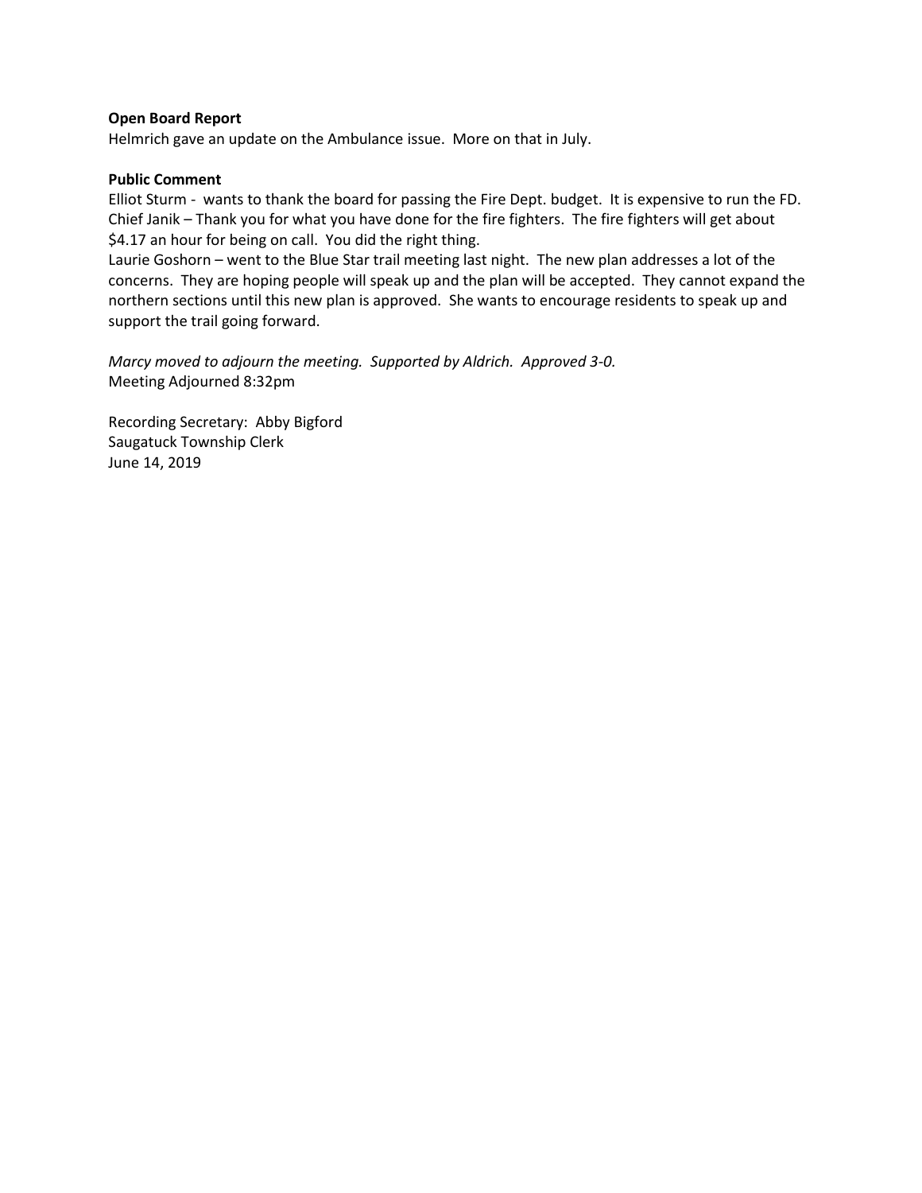**Open Board Report**
Helmrich gave an update on the Ambulance issue. More on that in July.

**Public Comment**
Elliot Sturm - wants to thank the board for passing the Fire Dept. budget. It is expensive to run the FD.
Chief Janik – Thank you for what you have done for the fire fighters. The fire fighters will get about $4.17 an hour for being on call. You did the right thing.
Laurie Goshorn – went to the Blue Star trail meeting last night. The new plan addresses a lot of the concerns. They are hoping people will speak up and the plan will be accepted. They cannot expand the northern sections until this new plan is approved. She wants to encourage residents to speak up and support the trail going forward.

*Marcy moved to adjourn the meeting. Supported by Aldrich. Approved 3-0.*
Meeting Adjourned 8:32pm

Recording Secretary: Abby Bigford
Saugatuck Township Clerk
June 14, 2019